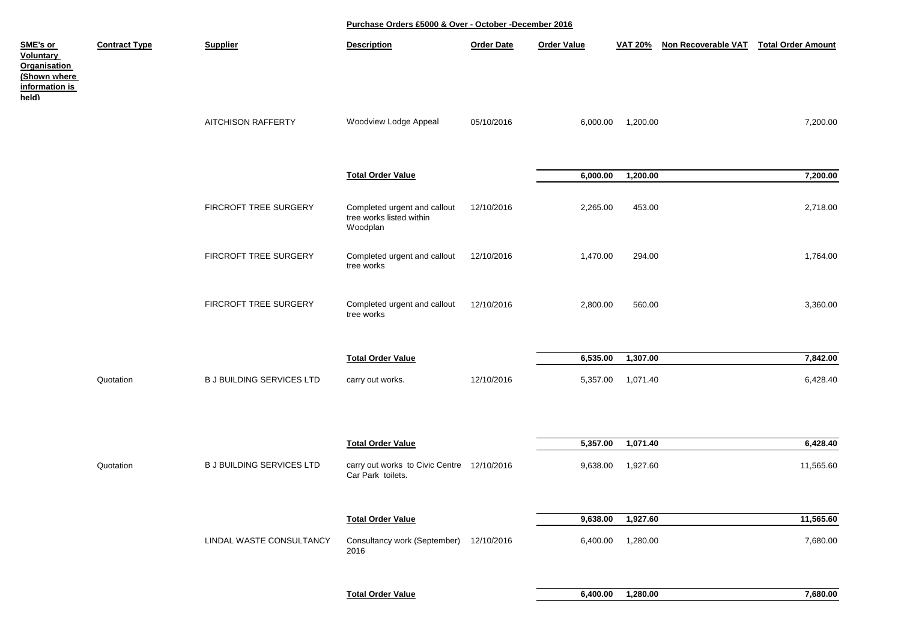## Purchase Orders £5000 & Over - October -December 2016

| SME's or Voluntary Organisation (Shown where information is held) | Contract Type | Supplier | Description | Order Date | Order Value | VAT 20% | Non Recoverable VAT | Total Order Amount |
|---|---|---|---|---|---|---|---|---|
| | | AITCHISON RAFFERTY | Woodview Lodge Appeal | 05/10/2016 | 6,000.00 | 1,200.00 | | 7,200.00 |
| | | | **Total Order Value** | | **6,000.00** | **1,200.00** | | **7,200.00** |
| | | FIRCROFT TREE SURGERY | Completed urgent and callout tree works listed within Woodplan | 12/10/2016 | 2,265.00 | 453.00 | | 2,718.00 |
| | | FIRCROFT TREE SURGERY | Completed urgent and callout tree works | 12/10/2016 | 1,470.00 | 294.00 | | 1,764.00 |
| | | FIRCROFT TREE SURGERY | Completed urgent and callout tree works | 12/10/2016 | 2,800.00 | 560.00 | | 3,360.00 |
| | | | **Total Order Value** | | **6,535.00** | **1,307.00** | | **7,842.00** |
| | Quotation | B J BUILDING SERVICES LTD | carry out works. | 12/10/2016 | 5,357.00 | 1,071.40 | | 6,428.40 |
| | | | **Total Order Value** | | **5,357.00** | **1,071.40** | | **6,428.40** |
| | Quotation | B J BUILDING SERVICES LTD | carry out works to Civic Centre Car Park toilets. | 12/10/2016 | 9,638.00 | 1,927.60 | | 11,565.60 |
| | | | **Total Order Value** | | **9,638.00** | **1,927.60** | | **11,565.60** |
| | | LINDAL WASTE CONSULTANCY | Consultancy work (September) 2016 | 12/10/2016 | 6,400.00 | 1,280.00 | | 7,680.00 |
| | | | **Total Order Value** | | **6,400.00** | **1,280.00** | | **7,680.00** |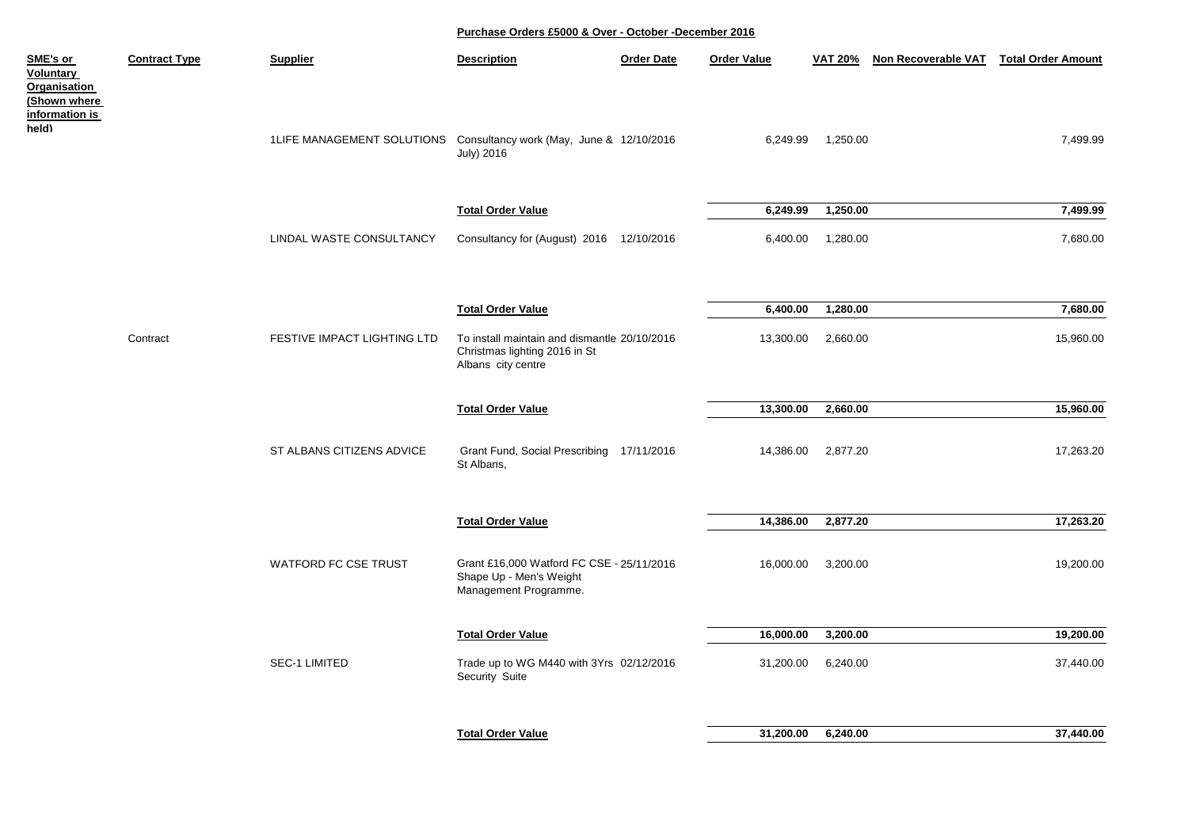**Purchase Orders £5000 & Over - October -December 2016**

| SME's or Voluntary Organisation (Shown where information is held) | Contract Type | Supplier | Description | Order Date | Order Value | VAT 20% | Non Recoverable VAT | Total Order Amount |
|---|---|---|---|---|---|---|---|---|
| | | 1LIFE MANAGEMENT SOLUTIONS | Consultancy work (May, June & July) 2016 | 12/10/2016 | 6,249.99 | 1,250.00 | | 7,499.99 |
| | | | **Total Order Value** | | **6,249.99** | **1,250.00** | | **7,499.99** |
| | | LINDAL WASTE CONSULTANCY | Consultancy for (August) 2016 | 12/10/2016 | 6,400.00 | 1,280.00 | | 7,680.00 |
| | | | **Total Order Value** | | **6,400.00** | **1,280.00** | | **7,680.00** |
| | Contract | FESTIVE IMPACT LIGHTING LTD | To install maintain and dismantle Christmas lighting 2016 in St Albans city centre | 20/10/2016 | 13,300.00 | 2,660.00 | | 15,960.00 |
| | | | **Total Order Value** | | **13,300.00** | **2,660.00** | | **15,960.00** |
| | | ST ALBANS CITIZENS ADVICE | Grant Fund, Social Prescribing St Albans, | 17/11/2016 | 14,386.00 | 2,877.20 | | 17,263.20 |
| | | | **Total Order Value** | | **14,386.00** | **2,877.20** | | **17,263.20** |
| | | WATFORD FC CSE TRUST | Grant £16,000 Watford FC CSE - Shape Up - Men's Weight Management Programme. | 25/11/2016 | 16,000.00 | 3,200.00 | | 19,200.00 |
| | | | **Total Order Value** | | **16,000.00** | **3,200.00** | | **19,200.00** |
| | | SEC-1 LIMITED | Trade up to WG M440 with 3Yrs Security Suite | 02/12/2016 | 31,200.00 | 6,240.00 | | 37,440.00 |
| | | | **Total Order Value** | | **31,200.00** | **6,240.00** | | **37,440.00** |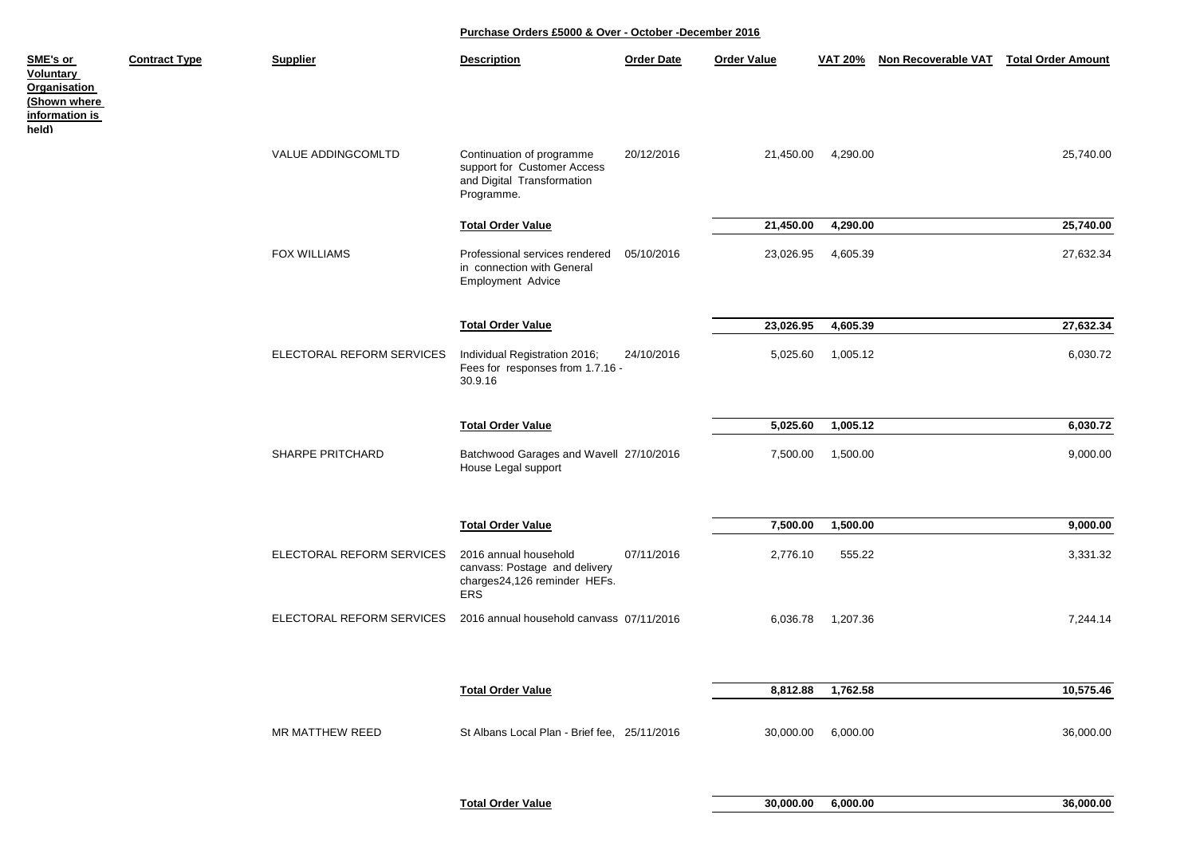**Purchase Orders £5000 & Over - October -December 2016**

| SME's or Voluntary Organisation (Shown where information is held) | Contract Type | Supplier | Description | Order Date | Order Value | VAT 20% | Non Recoverable VAT | Total Order Amount |
|---|---|---|---|---|---|---|---|---|
| | | VALUE ADDINGCOMLTD | Continuation of programme support for Customer Access and Digital Transformation Programme. | 20/12/2016 | 21,450.00 | 4,290.00 | | 25,740.00 |
| | | | **Total Order Value** | | **21,450.00** | **4,290.00** | | **25,740.00** |
| | | FOX WILLIAMS | Professional services rendered in connection with General Employment Advice | 05/10/2016 | 23,026.95 | 4,605.39 | | 27,632.34 |
| | | | **Total Order Value** | | **23,026.95** | **4,605.39** | | **27,632.34** |
| | | ELECTORAL REFORM SERVICES | Individual Registration 2016; Fees for responses from 1.7.16 - 30.9.16 | 24/10/2016 | 5,025.60 | 1,005.12 | | 6,030.72 |
| | | | **Total Order Value** | | **5,025.60** | **1,005.12** | | **6,030.72** |
| | | SHARPE PRITCHARD | Batchwood Garages and Wavell House Legal support | 27/10/2016 | 7,500.00 | 1,500.00 | | 9,000.00 |
| | | | **Total Order Value** | | **7,500.00** | **1,500.00** | | **9,000.00** |
| | | ELECTORAL REFORM SERVICES | 2016 annual household canvass: Postage and delivery charges24,126 reminder HEFs. ERS | 07/11/2016 | 2,776.10 | 555.22 | | 3,331.32 |
| | | ELECTORAL REFORM SERVICES | 2016 annual household canvass | 07/11/2016 | 6,036.78 | 1,207.36 | | 7,244.14 |
| | | | **Total Order Value** | | **8,812.88** | **1,762.58** | | **10,575.46** |
| | | MR MATTHEW REED | St Albans Local Plan - Brief fee, | 25/11/2016 | 30,000.00 | 6,000.00 | | 36,000.00 |
| | | | **Total Order Value** | | **30,000.00** | **6,000.00** | | **36,000.00** |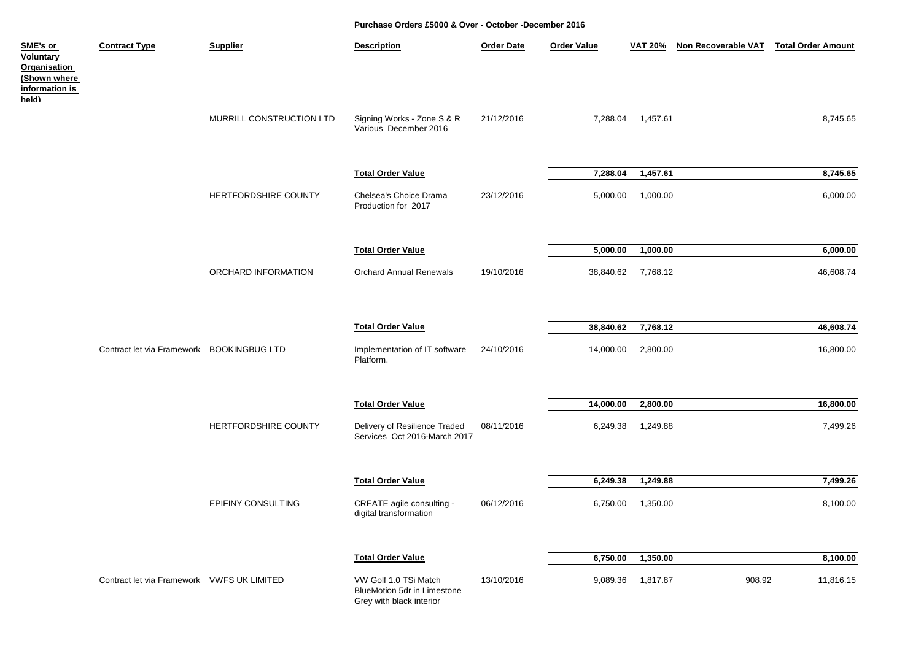**Purchase Orders £5000 & Over - October -December 2016**

| SME's or Voluntary Organisation (Shown where information is held) | Contract Type | Supplier | Description | Order Date | Order Value | VAT 20% | Non Recoverable VAT | Total Order Amount |
|---|---|---|---|---|---|---|---|---|
| | | MURRILL CONSTRUCTION LTD | Signing Works - Zone S & R Various December 2016 | 21/12/2016 | 7,288.04 | 1,457.61 | | 8,745.65 |
| | | | **Total Order Value** | | **7,288.04** | **1,457.61** | | **8,745.65** |
| | | HERTFORDSHIRE COUNTY | Chelsea's Choice Drama Production for 2017 | 23/12/2016 | 5,000.00 | 1,000.00 | | 6,000.00 |
| | | | **Total Order Value** | | **5,000.00** | **1,000.00** | | **6,000.00** |
| | | ORCHARD INFORMATION | Orchard Annual Renewals | 19/10/2016 | 38,840.62 | 7,768.12 | | 46,608.74 |
| | | | **Total Order Value** | | **38,840.62** | **7,768.12** | | **46,608.74** |
| | Contract let via Framework | BOOKINGBUG LTD | Implementation of IT software Platform. | 24/10/2016 | 14,000.00 | 2,800.00 | | 16,800.00 |
| | | | **Total Order Value** | | **14,000.00** | **2,800.00** | | **16,800.00** |
| | | HERTFORDSHIRE COUNTY | Delivery of Resilience Traded Services Oct 2016-March 2017 | 08/11/2016 | 6,249.38 | 1,249.88 | | 7,499.26 |
| | | | **Total Order Value** | | **6,249.38** | **1,249.88** | | **7,499.26** |
| | | EPIFINY CONSULTING | CREATE agile consulting - digital transformation | 06/12/2016 | 6,750.00 | 1,350.00 | | 8,100.00 |
| | | | **Total Order Value** | | **6,750.00** | **1,350.00** | | **8,100.00** |
| | Contract let via Framework | VWFS UK LIMITED | VW Golf 1.0 TSi Match BlueMotion 5dr in Limestone Grey with black interior | 13/10/2016 | 9,089.36 | 1,817.87 | 908.92 | 11,816.15 |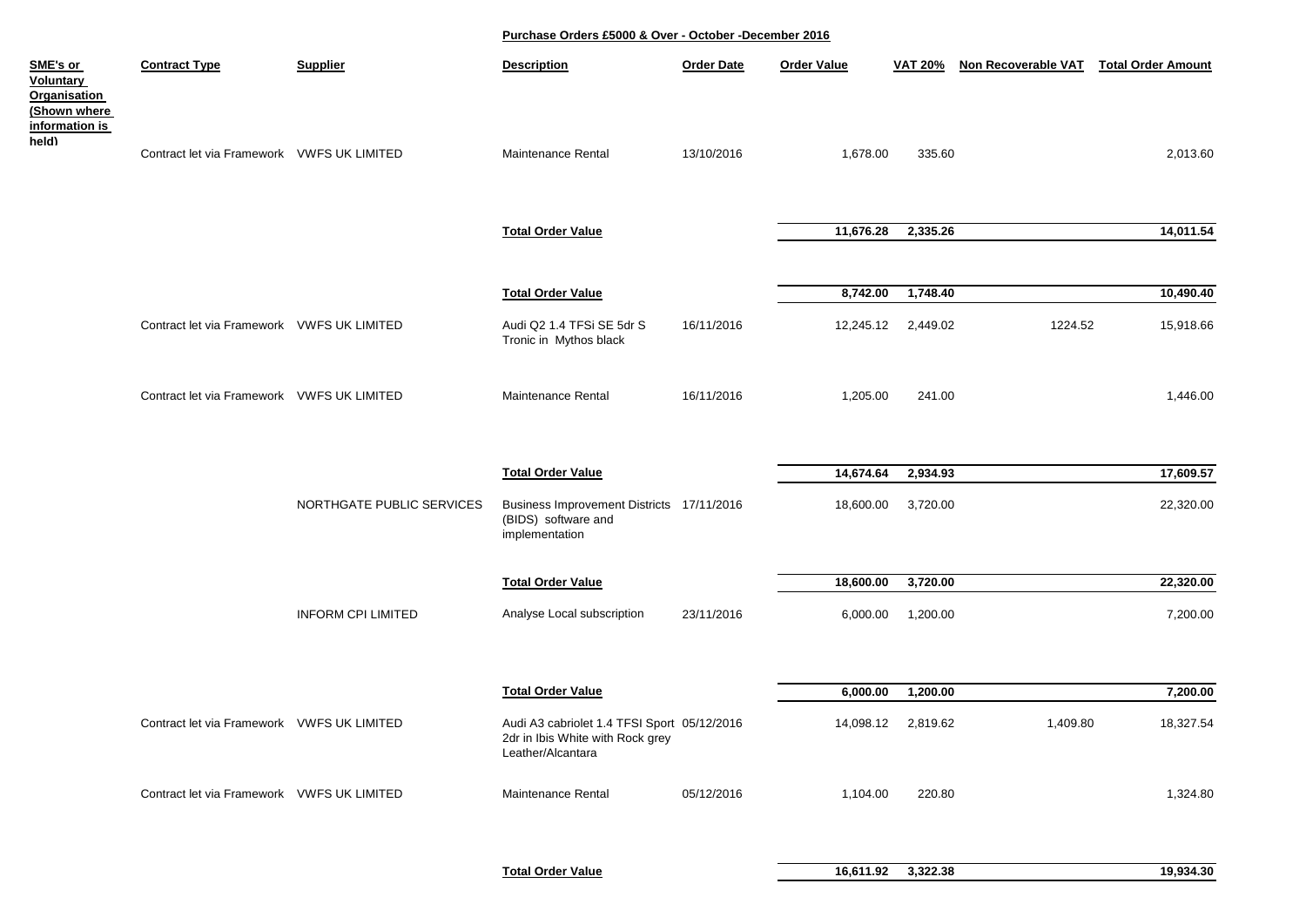**Purchase Orders £5000 & Over - October -December 2016**

| SME's or Voluntary Organisation (Shown where information is held) | Contract Type | Supplier | Description | Order Date | Order Value | VAT 20% | Non Recoverable VAT | Total Order Amount |
|---|---|---|---|---|---|---|---|---|
| | Contract let via Framework | VWFS UK LIMITED | Maintenance Rental | 13/10/2016 | 1,678.00 | 335.60 | | 2,013.60 |
| | | | **Total Order Value** | | **11,676.28** | **2,335.26** | | **14,011.54** |
| | | | **Total Order Value** | | **8,742.00** | **1,748.40** | | **10,490.40** |
| | Contract let via Framework | VWFS UK LIMITED | Audi Q2 1.4 TFSi SE 5dr S Tronic in Mythos black | 16/11/2016 | 12,245.12 | 2,449.02 | 1224.52 | 15,918.66 |
| | Contract let via Framework | VWFS UK LIMITED | Maintenance Rental | 16/11/2016 | 1,205.00 | 241.00 | | 1,446.00 |
| | | | **Total Order Value** | | **14,674.64** | **2,934.93** | | **17,609.57** |
| | | NORTHGATE PUBLIC SERVICES | Business Improvement Districts (BIDS) software and implementation | 17/11/2016 | 18,600.00 | 3,720.00 | | 22,320.00 |
| | | | **Total Order Value** | | **18,600.00** | **3,720.00** | | **22,320.00** |
| | | INFORM CPI LIMITED | Analyse Local subscription | 23/11/2016 | 6,000.00 | 1,200.00 | | 7,200.00 |
| | | | **Total Order Value** | | **6,000.00** | **1,200.00** | | **7,200.00** |
| | Contract let via Framework | VWFS UK LIMITED | Audi A3 cabriolet 1.4 TFSI Sport 2dr in Ibis White with Rock grey Leather/Alcantara | 05/12/2016 | 14,098.12 | 2,819.62 | 1,409.80 | 18,327.54 |
| | Contract let via Framework | VWFS UK LIMITED | Maintenance Rental | 05/12/2016 | 1,104.00 | 220.80 | | 1,324.80 |
| | | | **Total Order Value** | | **16,611.92** | **3,322.38** | | **19,934.30** |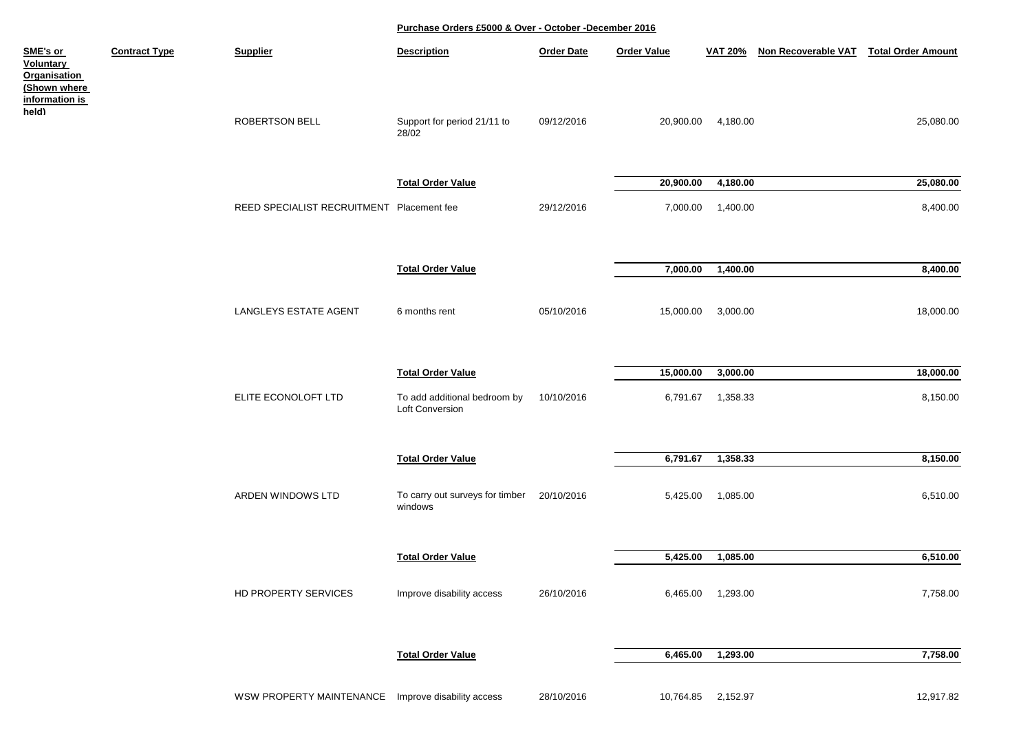# Purchase Orders £5000 & Over - October -December 2016

| SME's or Voluntary Organisation (Shown where information is held) | Contract Type | Supplier | Description | Order Date | Order Value | VAT 20% | Non Recoverable VAT | Total Order Amount |
|---|---|---|---|---|---|---|---|---|
| | | ROBERTSON BELL | Support for period 21/11 to 28/02 | 09/12/2016 | 20,900.00 | 4,180.00 | | 25,080.00 |
| | | | **Total Order Value** | | **20,900.00** | **4,180.00** | | **25,080.00** |
| | | REED SPECIALIST RECRUITMENT | Placement fee | 29/12/2016 | 7,000.00 | 1,400.00 | | 8,400.00 |
| | | | **Total Order Value** | | **7,000.00** | **1,400.00** | | **8,400.00** |
| | | LANGLEYS ESTATE AGENT | 6 months rent | 05/10/2016 | 15,000.00 | 3,000.00 | | 18,000.00 |
| | | | **Total Order Value** | | **15,000.00** | **3,000.00** | | **18,000.00** |
| | | ELITE ECONOLOFT LTD | To add additional bedroom by Loft Conversion | 10/10/2016 | 6,791.67 | 1,358.33 | | 8,150.00 |
| | | | **Total Order Value** | | **6,791.67** | **1,358.33** | | **8,150.00** |
| | | ARDEN WINDOWS LTD | To carry out surveys for timber windows | 20/10/2016 | 5,425.00 | 1,085.00 | | 6,510.00 |
| | | | **Total Order Value** | | **5,425.00** | **1,085.00** | | **6,510.00** |
| | | HD PROPERTY SERVICES | Improve disability access | 26/10/2016 | 6,465.00 | 1,293.00 | | 7,758.00 |
| | | | **Total Order Value** | | **6,465.00** | **1,293.00** | | **7,758.00** |
| | | WSW PROPERTY MAINTENANCE | Improve disability access | 28/10/2016 | 10,764.85 | 2,152.97 | | 12,917.82 |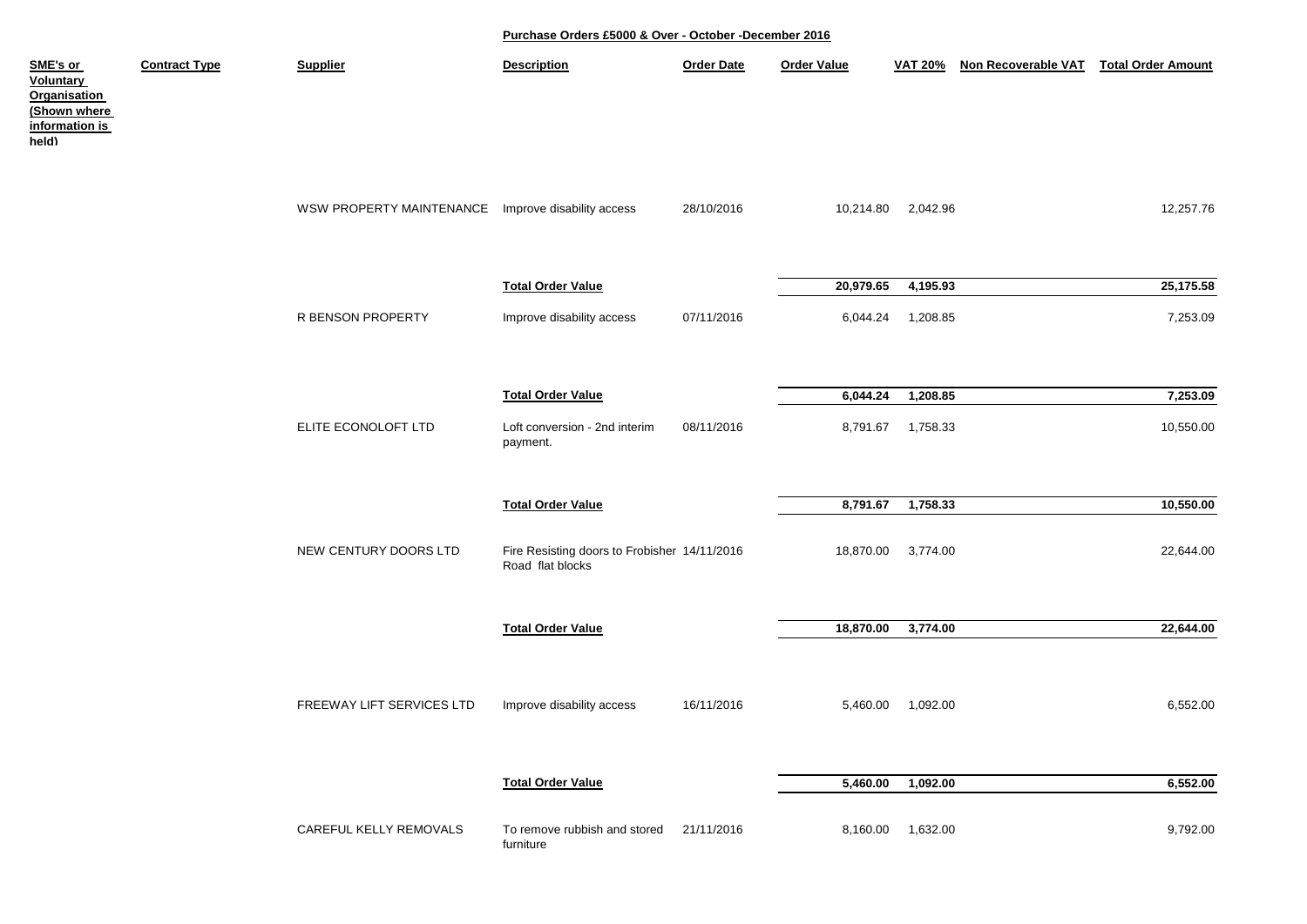**Purchase Orders £5000 & Over - October -December 2016**

| SME's or Voluntary Organisation (Shown where information is held) | Contract Type | Supplier | Description | Order Date | Order Value | VAT 20% | Non Recoverable VAT | Total Order Amount |
|---|---|---|---|---|---|---|---|---|
| | | WSW PROPERTY MAINTENANCE | Improve disability access | 28/10/2016 | 10,214.80 | 2,042.96 | | 12,257.76 |
| | | | **Total Order Value** | | **20,979.65** | **4,195.93** | | **25,175.58** |
| | | R BENSON PROPERTY | Improve disability access | 07/11/2016 | 6,044.24 | 1,208.85 | | 7,253.09 |
| | | | **Total Order Value** | | **6,044.24** | **1,208.85** | | **7,253.09** |
| | | ELITE ECONOLOFT LTD | Loft conversion - 2nd interim payment. | 08/11/2016 | 8,791.67 | 1,758.33 | | 10,550.00 |
| | | | **Total Order Value** | | **8,791.67** | **1,758.33** | | **10,550.00** |
| | | NEW CENTURY DOORS LTD | Fire Resisting doors to Frobisher Road flat blocks | 14/11/2016 | 18,870.00 | 3,774.00 | | 22,644.00 |
| | | | **Total Order Value** | | **18,870.00** | **3,774.00** | | **22,644.00** |
| | | FREEWAY LIFT SERVICES LTD | Improve disability access | 16/11/2016 | 5,460.00 | 1,092.00 | | 6,552.00 |
| | | | **Total Order Value** | | **5,460.00** | **1,092.00** | | **6,552.00** |
| | | CAREFUL KELLY REMOVALS | To remove rubbish and stored furniture | 21/11/2016 | 8,160.00 | 1,632.00 | | 9,792.00 |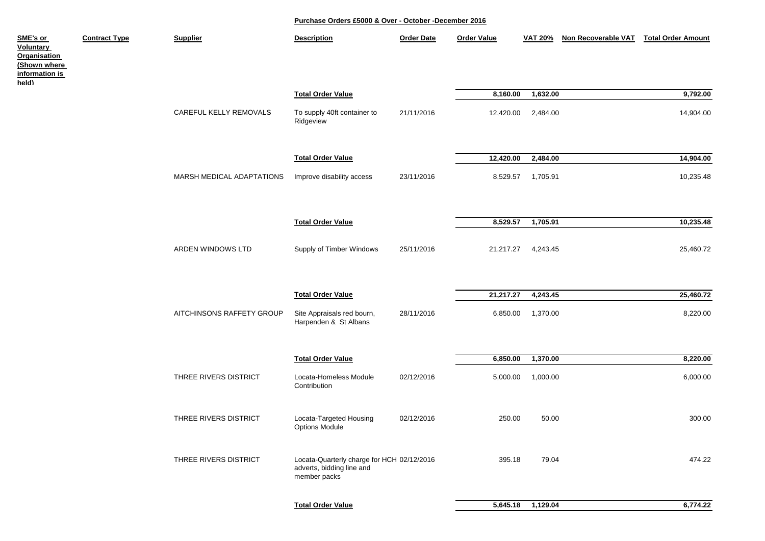**Purchase Orders £5000 & Over - October -December 2016**

| SME's or Voluntary Organisation (Shown where information is held) | Contract Type | Supplier | Description | Order Date | Order Value | VAT 20% | Non Recoverable VAT | Total Order Amount |
|---|---|---|---|---|---|---|---|---|
| | | | **Total Order Value** | | **8,160.00** | **1,632.00** | | **9,792.00** |
| | | CAREFUL KELLY REMOVALS | To supply 40ft container to Ridgeview | 21/11/2016 | 12,420.00 | 2,484.00 | | 14,904.00 |
| | | | **Total Order Value** | | **12,420.00** | **2,484.00** | | **14,904.00** |
| | | MARSH MEDICAL ADAPTATIONS | Improve disability access | 23/11/2016 | 8,529.57 | 1,705.91 | | 10,235.48 |
| | | | **Total Order Value** | | **8,529.57** | **1,705.91** | | **10,235.48** |
| | | ARDEN WINDOWS LTD | Supply of Timber Windows | 25/11/2016 | 21,217.27 | 4,243.45 | | 25,460.72 |
| | | | **Total Order Value** | | **21,217.27** | **4,243.45** | | **25,460.72** |
| | | AITCHINSONS RAFFETY GROUP | Site Appraisals red bourn, Harpenden & St Albans | 28/11/2016 | 6,850.00 | 1,370.00 | | 8,220.00 |
| | | | **Total Order Value** | | **6,850.00** | **1,370.00** | | **8,220.00** |
| | | THREE RIVERS DISTRICT | Locata-Homeless Module Contribution | 02/12/2016 | 5,000.00 | 1,000.00 | | 6,000.00 |
| | | THREE RIVERS DISTRICT | Locata-Targeted Housing Options Module | 02/12/2016 | 250.00 | 50.00 | | 300.00 |
| | | THREE RIVERS DISTRICT | Locata-Quarterly charge for HCH adverts, bidding line and member packs | 02/12/2016 | 395.18 | 79.04 | | 474.22 |
| | | | **Total Order Value** | | **5,645.18** | **1,129.04** | | **6,774.22** |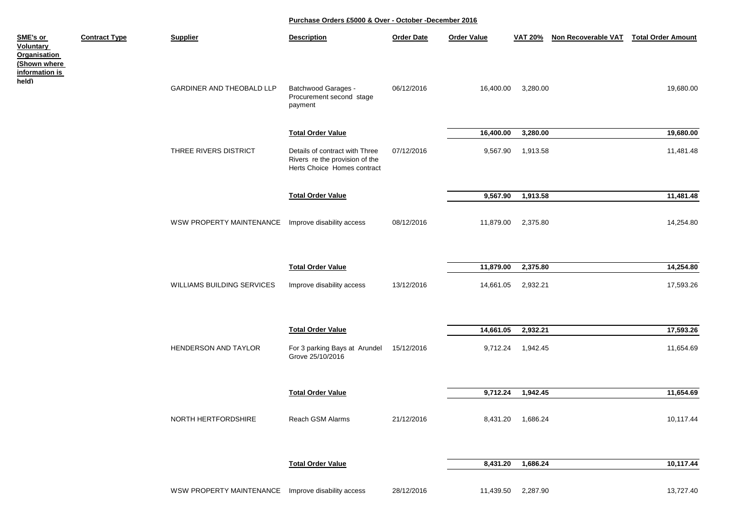**Purchase Orders £5000 & Over - October -December 2016**

| SME's or Voluntary Organisation (Shown where information is held) | Contract Type | Supplier | Description | Order Date | Order Value | VAT 20% | Non Recoverable VAT | Total Order Amount |
|---|---|---|---|---|---|---|---|---|
| | | GARDINER AND THEOBALD LLP | Batchwood Garages - Procurement second stage payment | 06/12/2016 | 16,400.00 | 3,280.00 | | 19,680.00 |
| | | | **Total Order Value** | | **16,400.00** | **3,280.00** | | **19,680.00** |
| | | THREE RIVERS DISTRICT | Details of contract with Three Rivers re the provision of the Herts Choice Homes contract | 07/12/2016 | 9,567.90 | 1,913.58 | | 11,481.48 |
| | | | **Total Order Value** | | **9,567.90** | **1,913.58** | | **11,481.48** |
| | | WSW PROPERTY MAINTENANCE | Improve disability access | 08/12/2016 | 11,879.00 | 2,375.80 | | 14,254.80 |
| | | | **Total Order Value** | | **11,879.00** | **2,375.80** | | **14,254.80** |
| | | WILLIAMS BUILDING SERVICES | Improve disability access | 13/12/2016 | 14,661.05 | 2,932.21 | | 17,593.26 |
| | | | **Total Order Value** | | **14,661.05** | **2,932.21** | | **17,593.26** |
| | | HENDERSON AND TAYLOR | For 3 parking Bays at Arundel Grove 25/10/2016 | 15/12/2016 | 9,712.24 | 1,942.45 | | 11,654.69 |
| | | | **Total Order Value** | | **9,712.24** | **1,942.45** | | **11,654.69** |
| | | NORTH HERTFORDSHIRE | Reach GSM Alarms | 21/12/2016 | 8,431.20 | 1,686.24 | | 10,117.44 |
| | | | **Total Order Value** | | **8,431.20** | **1,686.24** | | **10,117.44** |
| | | WSW PROPERTY MAINTENANCE | Improve disability access | 28/12/2016 | 11,439.50 | 2,287.90 | | 13,727.40 |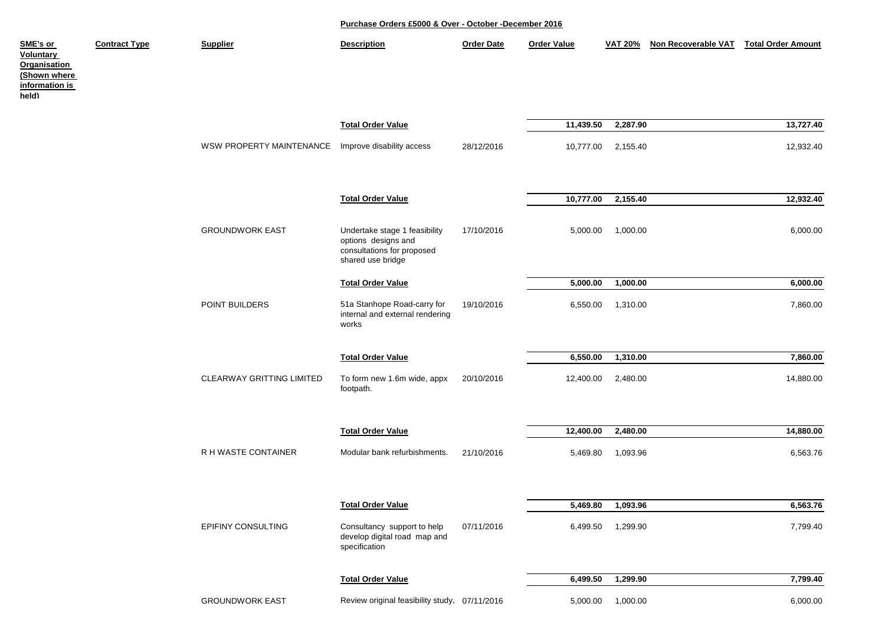**Purchase Orders £5000 & Over - October -December 2016**

| SME's or Voluntary Organisation (Shown where information is held) | Contract Type | Supplier | Description | Order Date | Order Value | VAT 20% | Non Recoverable VAT | Total Order Amount |
|---|---|---|---|---|---|---|---|---|
| | | | **Total Order Value** | | **11,439.50** | **2,287.90** | | **13,727.40** |
| | | WSW PROPERTY MAINTENANCE | Improve disability access | 28/12/2016 | 10,777.00 | 2,155.40 | | 12,932.40 |
| | | | **Total Order Value** | | **10,777.00** | **2,155.40** | | **12,932.40** |
| | | GROUNDWORK EAST | Undertake stage 1 feasibility options designs and consultations for proposed shared use bridge | 17/10/2016 | 5,000.00 | 1,000.00 | | 6,000.00 |
| | | | **Total Order Value** | | **5,000.00** | **1,000.00** | | **6,000.00** |
| | | POINT BUILDERS | 51a Stanhope Road-carry for internal and external rendering works | 19/10/2016 | 6,550.00 | 1,310.00 | | 7,860.00 |
| | | | **Total Order Value** | | **6,550.00** | **1,310.00** | | **7,860.00** |
| | | CLEARWAY GRITTING LIMITED | To form new 1.6m wide, appx footpath. | 20/10/2016 | 12,400.00 | 2,480.00 | | 14,880.00 |
| | | | **Total Order Value** | | **12,400.00** | **2,480.00** | | **14,880.00** |
| | | R H WASTE CONTAINER | Modular bank refurbishments. | 21/10/2016 | 5,469.80 | 1,093.96 | | 6,563.76 |
| | | | **Total Order Value** | | **5,469.80** | **1,093.96** | | **6,563.76** |
| | | EPIFINY CONSULTING | Consultancy support to help develop digital road map and specification | 07/11/2016 | 6,499.50 | 1,299.90 | | 7,799.40 |
| | | | **Total Order Value** | | **6,499.50** | **1,299.90** | | **7,799.40** |
| | | GROUNDWORK EAST | Review original feasibility study, | 07/11/2016 | 5,000.00 | 1,000.00 | | 6,000.00 |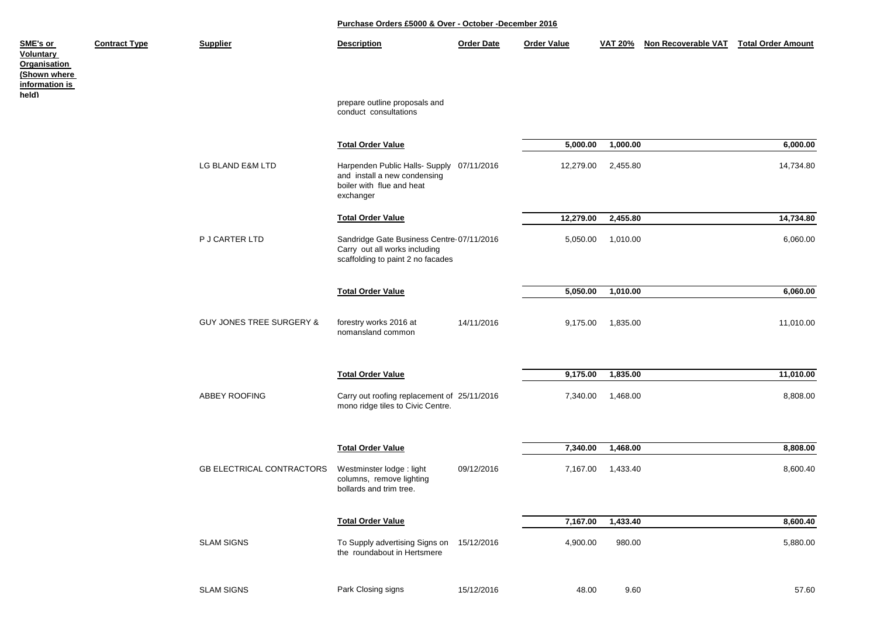## Purchase Orders £5000 & Over - October -December 2016

| SME's or Voluntary Organisation (Shown where information is held) | Contract Type | Supplier | Description | Order Date | Order Value | VAT 20% | Non Recoverable VAT | Total Order Amount |
|---|---|---|---|---|---|---|---|---|
| | | | prepare outline proposals and conduct consultations | | | | | |
| | | | **Total Order Value** | | **5,000.00** | **1,000.00** | | **6,000.00** |
| | | LG BLAND E&M LTD | Harpenden Public Halls- Supply and install a new condensing boiler with flue and heat exchanger | 07/11/2016 | 12,279.00 | 2,455.80 | | 14,734.80 |
| | | | **Total Order Value** | | **12,279.00** | **2,455.80** | | **14,734.80** |
| | | P J CARTER LTD | Sandridge Gate Business Centre- Carry out all works including scaffolding to paint 2 no facades | 07/11/2016 | 5,050.00 | 1,010.00 | | 6,060.00 |
| | | | **Total Order Value** | | **5,050.00** | **1,010.00** | | **6,060.00** |
| | | GUY JONES TREE SURGERY & | forestry works 2016 at nomansland common | 14/11/2016 | 9,175.00 | 1,835.00 | | 11,010.00 |
| | | | **Total Order Value** | | **9,175.00** | **1,835.00** | | **11,010.00** |
| | | ABBEY ROOFING | Carry out roofing replacement of mono ridge tiles to Civic Centre. | 25/11/2016 | 7,340.00 | 1,468.00 | | 8,808.00 |
| | | | **Total Order Value** | | **7,340.00** | **1,468.00** | | **8,808.00** |
| | | GB ELECTRICAL CONTRACTORS | Westminster lodge : light columns, remove lighting bollards and trim tree. | 09/12/2016 | 7,167.00 | 1,433.40 | | 8,600.40 |
| | | | **Total Order Value** | | **7,167.00** | **1,433.40** | | **8,600.40** |
| | | SLAM SIGNS | To Supply advertising Signs on the roundabout in Hertsmere | 15/12/2016 | 4,900.00 | 980.00 | | 5,880.00 |
| | | SLAM SIGNS | Park Closing signs | 15/12/2016 | 48.00 | 9.60 | | 57.60 |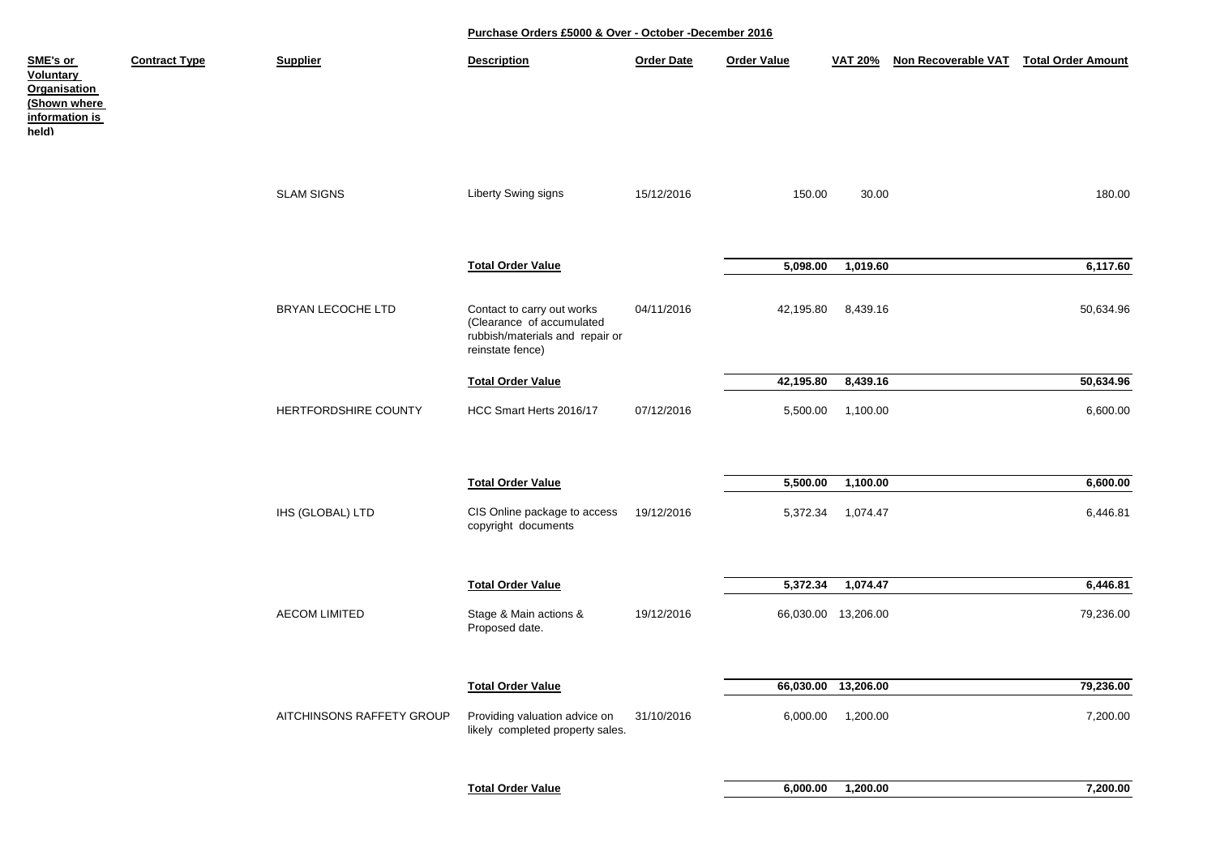# Purchase Orders £5000 & Over - October -December 2016

| SME's or Voluntary Organisation (Shown where information is held) | Contract Type | Supplier | Description | Order Date | Order Value | VAT 20% | Non Recoverable VAT | Total Order Amount |
|---|---|---|---|---|---|---|---|---|
| | | SLAM SIGNS | Liberty Swing signs | 15/12/2016 | 150.00 | 30.00 | | 180.00 |
| | | | **Total Order Value** | | **5,098.00** | **1,019.60** | | **6,117.60** |
| | | BRYAN LECOCHE LTD | Contact to carry out works (Clearance of accumulated rubbish/materials and repair or reinstate fence) | 04/11/2016 | 42,195.80 | 8,439.16 | | 50,634.96 |
| | | | **Total Order Value** | | **42,195.80** | **8,439.16** | | **50,634.96** |
| | | HERTFORDSHIRE COUNTY | HCC Smart Herts 2016/17 | 07/12/2016 | 5,500.00 | 1,100.00 | | 6,600.00 |
| | | | **Total Order Value** | | **5,500.00** | **1,100.00** | | **6,600.00** |
| | | IHS (GLOBAL) LTD | CIS Online package to access copyright documents | 19/12/2016 | 5,372.34 | 1,074.47 | | 6,446.81 |
| | | | **Total Order Value** | | **5,372.34** | **1,074.47** | | **6,446.81** |
| | | AECOM LIMITED | Stage & Main actions & Proposed date. | 19/12/2016 | 66,030.00 | 13,206.00 | | 79,236.00 |
| | | | **Total Order Value** | | **66,030.00** | **13,206.00** | | **79,236.00** |
| | | AITCHINSONS RAFFETY GROUP | Providing valuation advice on likely completed property sales. | 31/10/2016 | 6,000.00 | 1,200.00 | | 7,200.00 |
| | | | **Total Order Value** | | **6,000.00** | **1,200.00** | | **7,200.00** |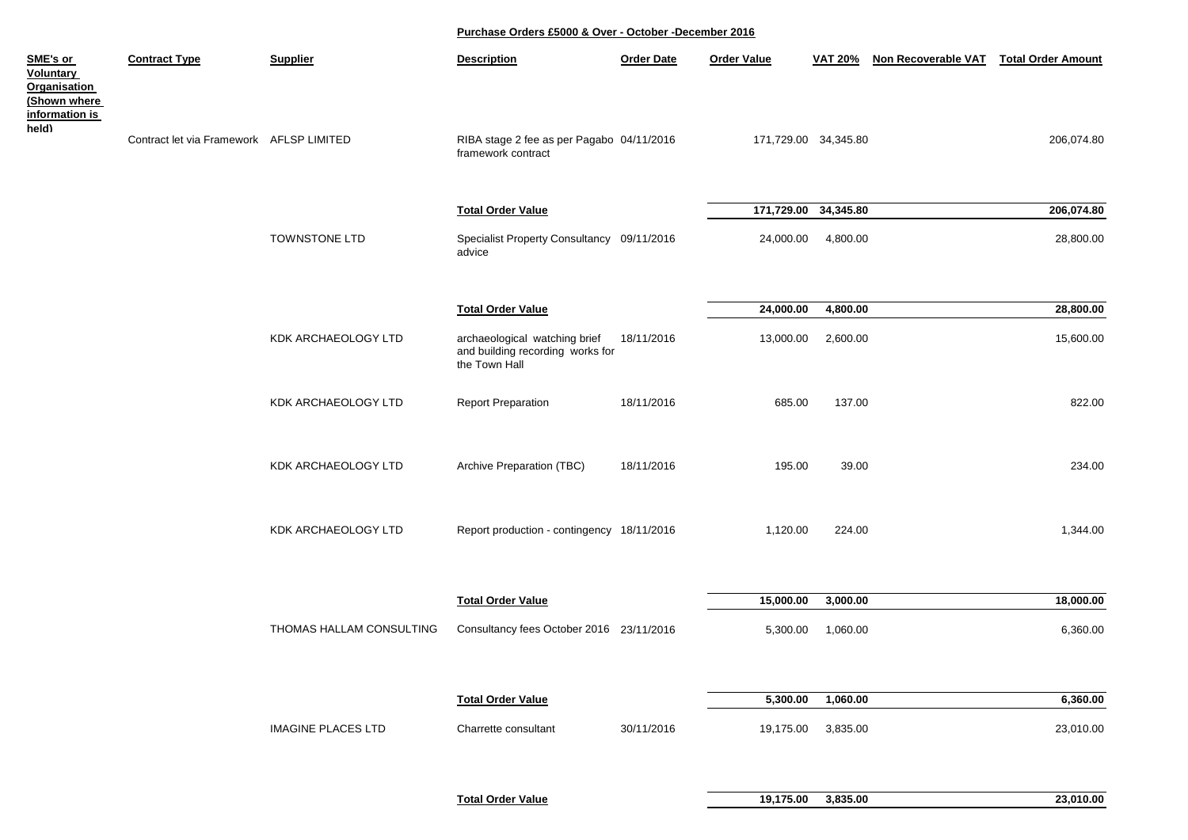**Purchase Orders £5000 & Over - October -December 2016**

| SME's or Voluntary Organisation (Shown where information is held) | Contract Type | Supplier | Description | Order Date | Order Value | VAT 20% | Non Recoverable VAT | Total Order Amount |
|---|---|---|---|---|---|---|---|---|
| | Contract let via Framework | AFLSP LIMITED | RIBA stage 2 fee as per Pagabo framework contract | 04/11/2016 | 171,729.00 | 34,345.80 | | 206,074.80 |
| | | | **Total Order Value** | | **171,729.00** | **34,345.80** | | **206,074.80** |
| | | TOWNSTONE LTD | Specialist Property Consultancy advice | 09/11/2016 | 24,000.00 | 4,800.00 | | 28,800.00 |
| | | | **Total Order Value** | | **24,000.00** | **4,800.00** | | **28,800.00** |
| | | KDK ARCHAEOLOGY LTD | archaeological watching brief and building recording works for the Town Hall | 18/11/2016 | 13,000.00 | 2,600.00 | | 15,600.00 |
| | | KDK ARCHAEOLOGY LTD | Report Preparation | 18/11/2016 | 685.00 | 137.00 | | 822.00 |
| | | KDK ARCHAEOLOGY LTD | Archive Preparation (TBC) | 18/11/2016 | 195.00 | 39.00 | | 234.00 |
| | | KDK ARCHAEOLOGY LTD | Report production - contingency | 18/11/2016 | 1,120.00 | 224.00 | | 1,344.00 |
| | | | **Total Order Value** | | **15,000.00** | **3,000.00** | | **18,000.00** |
| | | THOMAS HALLAM CONSULTING | Consultancy fees October 2016 | 23/11/2016 | 5,300.00 | 1,060.00 | | 6,360.00 |
| | | | **Total Order Value** | | **5,300.00** | **1,060.00** | | **6,360.00** |
| | | IMAGINE PLACES LTD | Charrette consultant | 30/11/2016 | 19,175.00 | 3,835.00 | | 23,010.00 |
| | | | **Total Order Value** | | **19,175.00** | **3,835.00** | | **23,010.00** |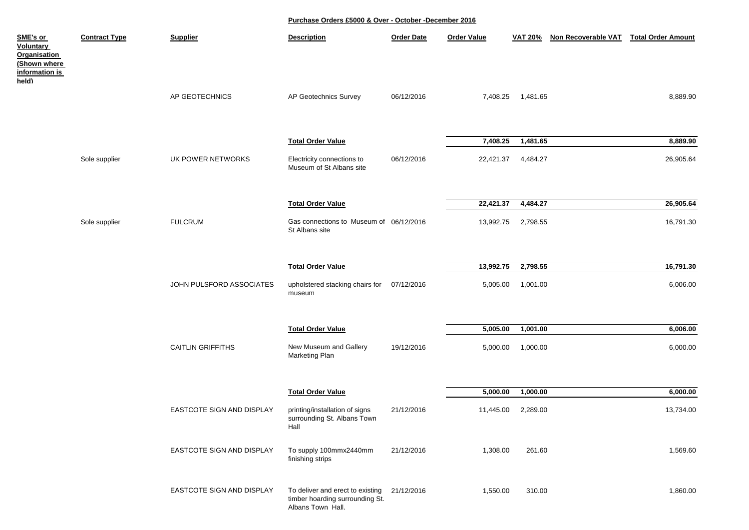## Purchase Orders £5000 & Over - October -December 2016

| SME's or Voluntary Organisation (Shown where information is held) | Contract Type | Supplier | Description | Order Date | Order Value | VAT 20% | Non Recoverable VAT | Total Order Amount |
|---|---|---|---|---|---|---|---|---|
| | | AP GEOTECHNICS | AP Geotechnics Survey | 06/12/2016 | 7,408.25 | 1,481.65 | | 8,889.90 |
| | | | **Total Order Value** | | **7,408.25** | **1,481.65** | | **8,889.90** |
| | Sole supplier | UK POWER NETWORKS | Electricity connections to Museum of St Albans site | 06/12/2016 | 22,421.37 | 4,484.27 | | 26,905.64 |
| | | | **Total Order Value** | | **22,421.37** | **4,484.27** | | **26,905.64** |
| | Sole supplier | FULCRUM | Gas connections to Museum of St Albans site | 06/12/2016 | 13,992.75 | 2,798.55 | | 16,791.30 |
| | | | **Total Order Value** | | **13,992.75** | **2,798.55** | | **16,791.30** |
| | | JOHN PULSFORD ASSOCIATES | upholstered stacking chairs for museum | 07/12/2016 | 5,005.00 | 1,001.00 | | 6,006.00 |
| | | | **Total Order Value** | | **5,005.00** | **1,001.00** | | **6,006.00** |
| | | CAITLIN GRIFFITHS | New Museum and Gallery Marketing Plan | 19/12/2016 | 5,000.00 | 1,000.00 | | 6,000.00 |
| | | | **Total Order Value** | | **5,000.00** | **1,000.00** | | **6,000.00** |
| | | EASTCOTE SIGN AND DISPLAY | printing/installation of signs surrounding St. Albans Town Hall | 21/12/2016 | 11,445.00 | 2,289.00 | | 13,734.00 |
| | | EASTCOTE SIGN AND DISPLAY | To supply 100mmx2440mm finishing strips | 21/12/2016 | 1,308.00 | 261.60 | | 1,569.60 |
| | | EASTCOTE SIGN AND DISPLAY | To deliver and erect to existing timber hoarding surrounding St. Albans Town Hall. | 21/12/2016 | 1,550.00 | 310.00 | | 1,860.00 |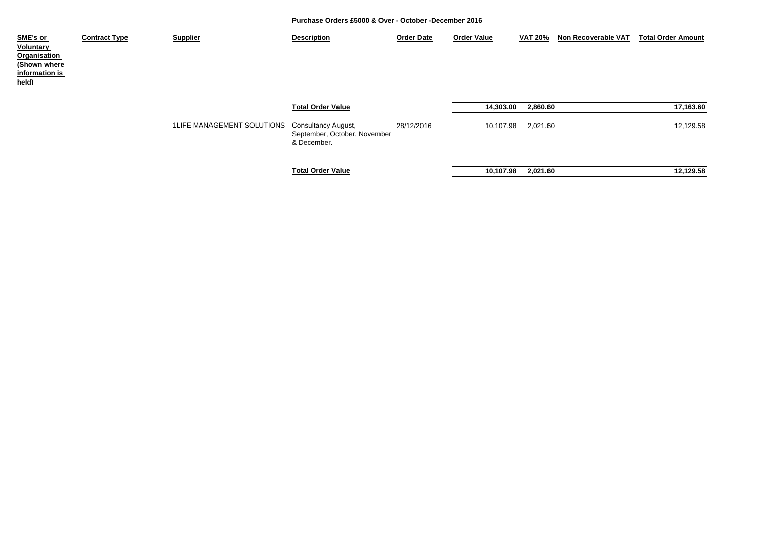**Purchase Orders £5000 & Over - October -December 2016**

| SME's or Voluntary Organisation (Shown where information is held) | Contract Type | Supplier | Description | Order Date | Order Value | VAT 20% | Non Recoverable VAT | Total Order Amount |
|---|---|---|---|---|---|---|---|---|
| | | | **Total Order Value** | | **14,303.00** | **2,860.60** | | **17,163.60** |
| | | 1LIFE MANAGEMENT SOLUTIONS | Consultancy August, September, October, November & December. | 28/12/2016 | 10,107.98 | 2,021.60 | | 12,129.58 |
| | | | **Total Order Value** | | **10,107.98** | **2,021.60** | | **12,129.58** |